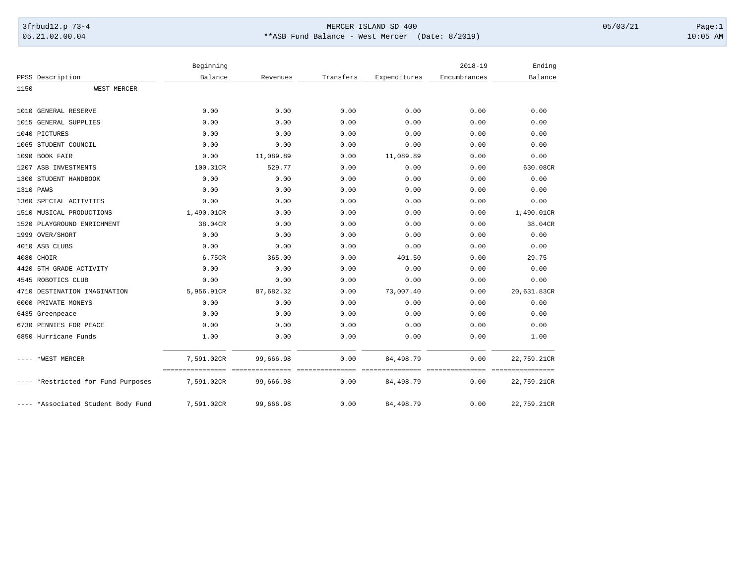MERCER ISLAND SD 400

3frbud12.p 73-4
05.21.02.00.04

**ASB Fund Balance - West Mercer (Date: 8/2019)

05/03/21
10:05 AM

| PPSS | Description | Beginning Balance | Revenues | Transfers | Expenditures | 2018-19 Encumbrances | Ending Balance |
|---|---|---|---|---|---|---|---|
| 1150 | WEST MERCER | | | | | | |
| 1010 | GENERAL RESERVE | 0.00 | 0.00 | 0.00 | 0.00 | 0.00 | 0.00 |
| 1015 | GENERAL SUPPLIES | 0.00 | 0.00 | 0.00 | 0.00 | 0.00 | 0.00 |
| 1040 | PICTURES | 0.00 | 0.00 | 0.00 | 0.00 | 0.00 | 0.00 |
| 1065 | STUDENT COUNCIL | 0.00 | 0.00 | 0.00 | 0.00 | 0.00 | 0.00 |
| 1090 | BOOK FAIR | 0.00 | 11,089.89 | 0.00 | 11,089.89 | 0.00 | 0.00 |
| 1207 | ASB INVESTMENTS | 100.31CR | 529.77 | 0.00 | 0.00 | 0.00 | 630.08CR |
| 1300 | STUDENT HANDBOOK | 0.00 | 0.00 | 0.00 | 0.00 | 0.00 | 0.00 |
| 1310 | PAWS | 0.00 | 0.00 | 0.00 | 0.00 | 0.00 | 0.00 |
| 1360 | SPECIAL ACTIVITES | 0.00 | 0.00 | 0.00 | 0.00 | 0.00 | 0.00 |
| 1510 | MUSICAL PRODUCTIONS | 1,490.01CR | 0.00 | 0.00 | 0.00 | 0.00 | 1,490.01CR |
| 1520 | PLAYGROUND ENRICHMENT | 38.04CR | 0.00 | 0.00 | 0.00 | 0.00 | 38.04CR |
| 1999 | OVER/SHORT | 0.00 | 0.00 | 0.00 | 0.00 | 0.00 | 0.00 |
| 4010 | ASB CLUBS | 0.00 | 0.00 | 0.00 | 0.00 | 0.00 | 0.00 |
| 4080 | CHOIR | 6.75CR | 365.00 | 0.00 | 401.50 | 0.00 | 29.75 |
| 4420 | 5TH GRADE ACTIVITY | 0.00 | 0.00 | 0.00 | 0.00 | 0.00 | 0.00 |
| 4545 | ROBOTICS CLUB | 0.00 | 0.00 | 0.00 | 0.00 | 0.00 | 0.00 |
| 4710 | DESTINATION IMAGINATION | 5,956.91CR | 87,682.32 | 0.00 | 73,007.40 | 0.00 | 20,631.83CR |
| 6000 | PRIVATE MONEYS | 0.00 | 0.00 | 0.00 | 0.00 | 0.00 | 0.00 |
| 6435 | Greenpeace | 0.00 | 0.00 | 0.00 | 0.00 | 0.00 | 0.00 |
| 6730 | PENNIES FOR PEACE | 0.00 | 0.00 | 0.00 | 0.00 | 0.00 | 0.00 |
| 6850 | Hurricane Funds | 1.00 | 0.00 | 0.00 | 0.00 | 0.00 | 1.00 |
| ---- | *WEST MERCER | 7,591.02CR | 99,666.98 | 0.00 | 84,498.79 | 0.00 | 22,759.21CR |
| ---- | *Restricted for Fund Purposes | 7,591.02CR | 99,666.98 | 0.00 | 84,498.79 | 0.00 | 22,759.21CR |
| ---- | *Associated Student Body Fund | 7,591.02CR | 99,666.98 | 0.00 | 84,498.79 | 0.00 | 22,759.21CR |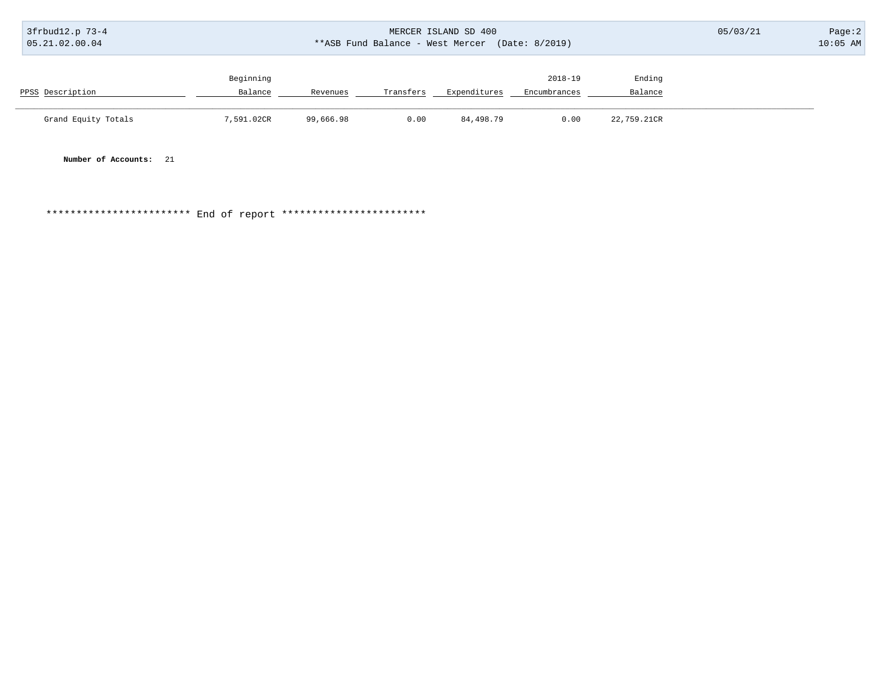| PPSS | Description | Beginning Balance | Revenues | Transfers | Expenditures | 2018-19 Encumbrances | Ending Balance |
|---|---|---|---|---|---|---|---|
| | Grand Equity Totals | 7,591.02CR | 99,666.98 | 0.00 | 84,498.79 | 0.00 | 22,759.21CR |

**Number of Accounts:** 21

************************ End of report ************************